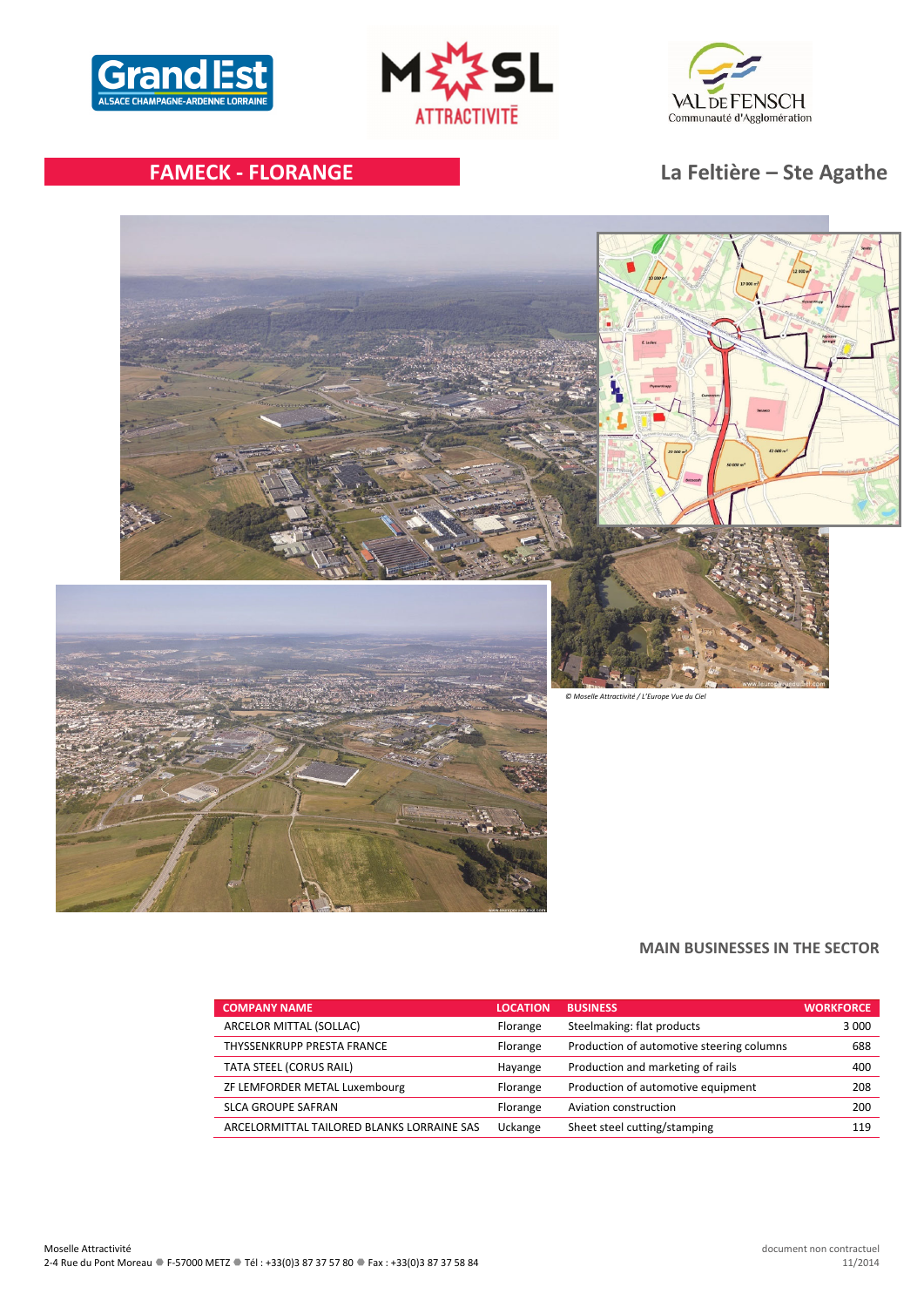# FAMECK - FLORANGE

## La Feltière – Ste Agathe

*© Moselle Attractivité / L'Europe Vue du Ciel*

## MAIN BUSINESSES IN THE SECTOR

| COMPANY NAME | LOCATION | BUSINESS | WORKFORCE |
|---|---|---|---|
| ARCELOR MITTAL (SOLLAC) | Florange | Steelmaking: flat products | 3 000 |
| THYSSENKRUPP PRESTA FRANCE | Florange | Production of automotive steering columns | 688 |
| TATA STEEL (CORUS RAIL) | Hayange | Production and marketing of rails | 400 |
| ZF LEMFORDER METAL Luxembourg | Florange | Production of automotive equipment | 208 |
| SLCA GROUPE SAFRAN | Florange | Aviation construction | 200 |
| ARCELORMITTAL TAILORED BLANKS LORRAINE SAS | Uckange | Sheet steel cutting/stamping | 119 |

Moselle Attractivité
2-4 Rue du Pont Moreau ● F-57000 METZ ● Tél : +33(0)3 87 37 57 80 ● Fax : +33(0)3 87 37 58 84

document non contractuel
11/2014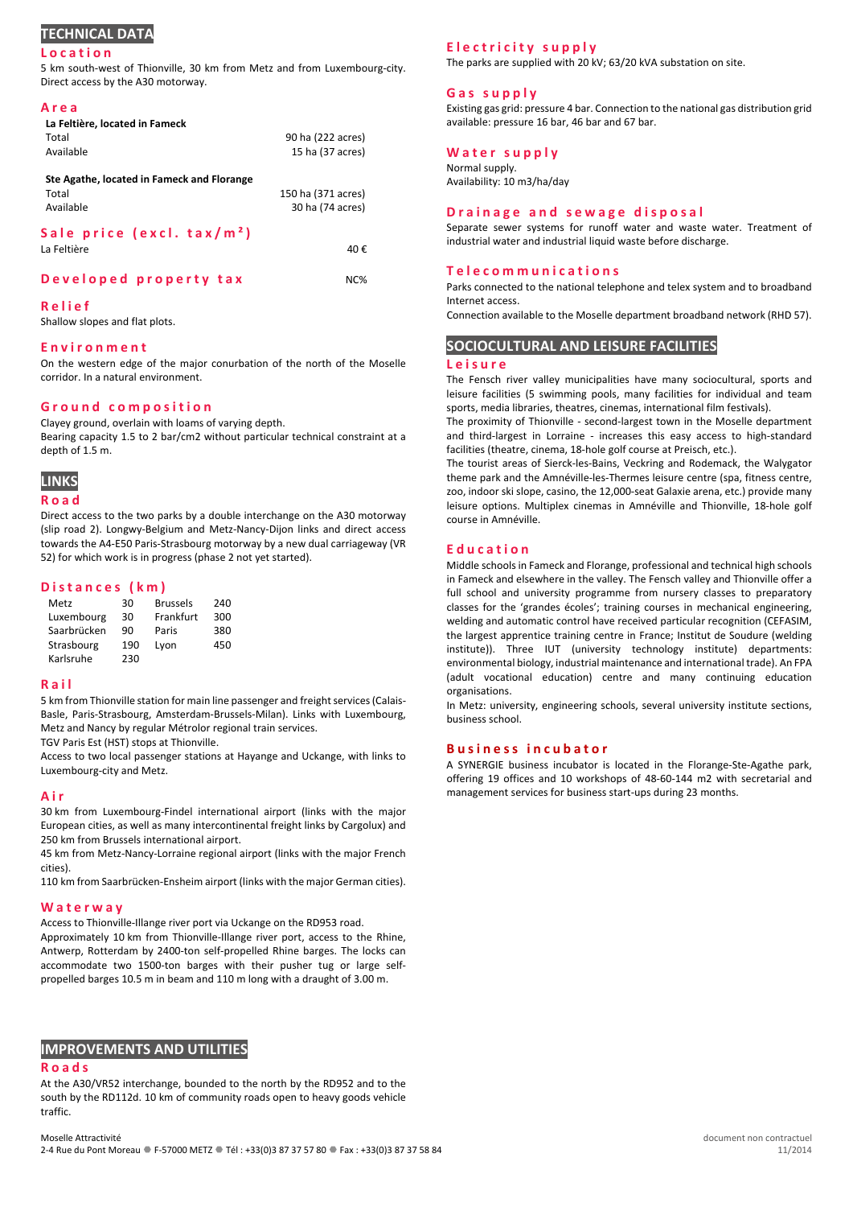# TECHNICAL DATA

## Location

5 km south-west of Thionville, 30 km from Metz and from Luxembourg-city. Direct access by the A30 motorway.

## Area

| | |
|---|---|
| **La Feltière, located in Fameck** | |
| Total | 90 ha (222 acres) |
| Available | 15 ha (37 acres) |
| **Ste Agathe, located in Fameck and Florange** | |
| Total | 150 ha (371 acres) |
| Available | 30 ha (74 acres) |

## Sale price (excl. tax/m²)

La Feltière 40 €

## Developed property tax

NC%

## Relief

Shallow slopes and flat plots.

## Environment

On the western edge of the major conurbation of the north of the Moselle corridor. In a natural environment.

## Ground composition

Clayey ground, overlain with loams of varying depth.
Bearing capacity 1.5 to 2 bar/cm2 without particular technical constraint at a depth of 1.5 m.

# LINKS

## Road

Direct access to the two parks by a double interchange on the A30 motorway (slip road 2). Longwy-Belgium and Metz-Nancy-Dijon links and direct access towards the A4-E50 Paris-Strasbourg motorway by a new dual carriageway (VR 52) for which work is in progress (phase 2 not yet started).

## Distances (km)

| | | | |
|---|---|---|---|
| Metz | 30 | Brussels | 240 |
| Luxembourg | 30 | Frankfurt | 300 |
| Saarbrücken | 90 | Paris | 380 |
| Strasbourg | 190 | Lyon | 450 |
| Karlsruhe | 230 | | |

## Rail

5 km from Thionville station for main line passenger and freight services (Calais-Basle, Paris-Strasbourg, Amsterdam-Brussels-Milan). Links with Luxembourg, Metz and Nancy by regular Métrolor regional train services.
TGV Paris Est (HST) stops at Thionville.
Access to two local passenger stations at Hayange and Uckange, with links to Luxembourg-city and Metz.

## Air

30 km from Luxembourg-Findel international airport (links with the major European cities, as well as many intercontinental freight links by Cargolux) and 250 km from Brussels international airport.
45 km from Metz-Nancy-Lorraine regional airport (links with the major French cities).
110 km from Saarbrücken-Ensheim airport (links with the major German cities).

## Waterway

Access to Thionville-Illange river port via Uckange on the RD953 road.
Approximately 10 km from Thionville-Illange river port, access to the Rhine, Antwerp, Rotterdam by 2400-ton self-propelled Rhine barges. The locks can accommodate two 1500-ton barges with their pusher tug or large self-propelled barges 10.5 m in beam and 110 m long with a draught of 3.00 m.

# IMPROVEMENTS AND UTILITIES

## Roads

At the A30/VR52 interchange, bounded to the north by the RD952 and to the south by the RD112d. 10 km of community roads open to heavy goods vehicle traffic.

## Electricity supply

The parks are supplied with 20 kV; 63/20 kVA substation on site.

## Gas supply

Existing gas grid: pressure 4 bar. Connection to the national gas distribution grid available: pressure 16 bar, 46 bar and 67 bar.

## Water supply

Normal supply.
Availability: 10 m3/ha/day

## Drainage and sewage disposal

Separate sewer systems for runoff water and waste water. Treatment of industrial water and industrial liquid waste before discharge.

## Telecommunications

Parks connected to the national telephone and telex system and to broadband Internet access.
Connection available to the Moselle department broadband network (RHD 57).

# SOCIOCULTURAL AND LEISURE FACILITIES

## Leisure

The Fensch river valley municipalities have many sociocultural, sports and leisure facilities (5 swimming pools, many facilities for individual and team sports, media libraries, theatres, cinemas, international film festivals).
The proximity of Thionville - second-largest town in the Moselle department and third-largest in Lorraine - increases this easy access to high-standard facilities (theatre, cinema, 18-hole golf course at Preisch, etc.).
The tourist areas of Sierck-les-Bains, Veckring and Rodemack, the Walygator theme park and the Amnéville-les-Thermes leisure centre (spa, fitness centre, zoo, indoor ski slope, casino, the 12,000-seat Galaxie arena, etc.) provide many leisure options. Multiplex cinemas in Amnéville and Thionville, 18-hole golf course in Amnéville.

## Education

Middle schools in Fameck and Florange, professional and technical high schools in Fameck and elsewhere in the valley. The Fensch valley and Thionville offer a full school and university programme from nursery classes to preparatory classes for the 'grandes écoles'; training courses in mechanical engineering, welding and automatic control have received particular recognition (CEFASIM, the largest apprentice training centre in France; Institut de Soudure (welding institute)). Three IUT (university technology institute) departments: environmental biology, industrial maintenance and international trade). An FPA (adult vocational education) centre and many continuing education organisations.
In Metz: university, engineering schools, several university institute sections, business school.

## Business incubator

A SYNERGIE business incubator is located in the Florange-Ste-Agathe park, offering 19 offices and 10 workshops of 48-60-144 m2 with secretarial and management services for business start-ups during 23 months.

Moselle Attractivité
2-4 Rue du Pont Moreau ● F-57000 METZ ● Tél : +33(0)3 87 37 57 80 ● Fax : +33(0)3 87 37 58 84

document non contractuel
11/2014